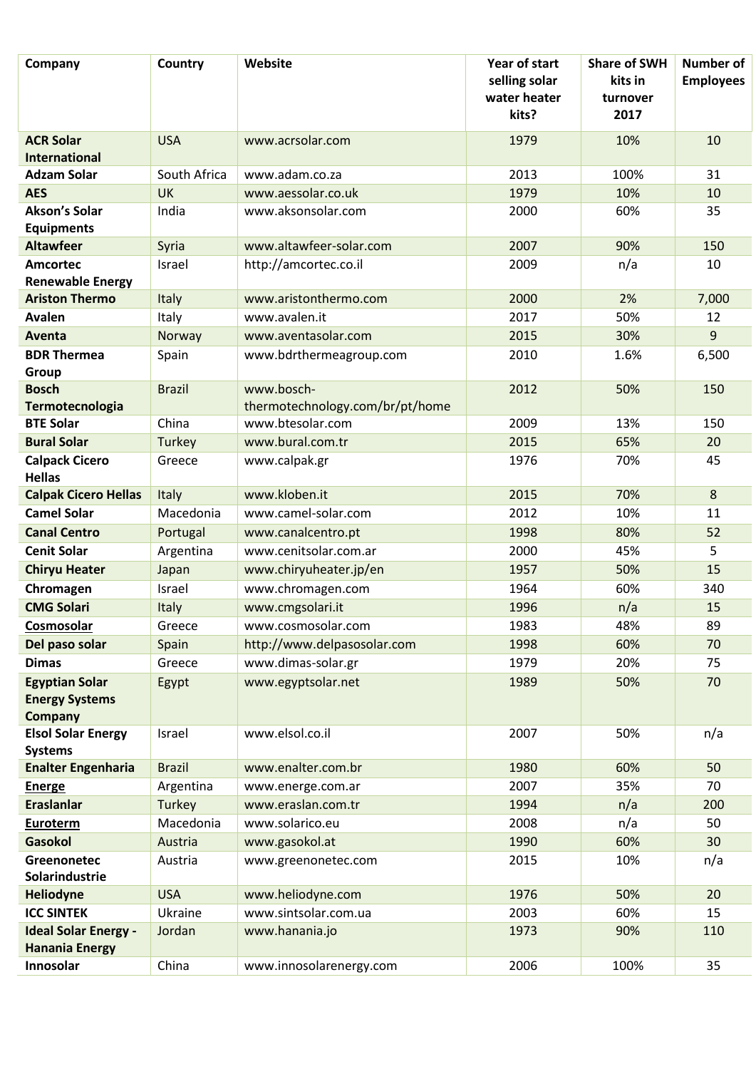| Company | Country | Website | Year of start selling solar water heater kits? | Share of SWH kits in turnover 2017 | Number of Employees |
|---|---|---|---|---|---|
| **ACR Solar International** | USA | www.acrsolar.com | 1979 | 10% | 10 |
| **Adzam Solar** | South Africa | www.adam.co.za | 2013 | 100% | 31 |
| **AES** | UK | www.aessolar.co.uk | 1979 | 10% | 10 |
| **Akson's Solar Equipments** | India | www.aksonsolar.com | 2000 | 60% | 35 |
| **Altawfeer** | Syria | www.altawfeer-solar.com | 2007 | 90% | 150 |
| **Amcortec Renewable Energy** | Israel | http://amcortec.co.il | 2009 | n/a | 10 |
| **Ariston Thermo** | Italy | www.aristonthermo.com | 2000 | 2% | 7,000 |
| **Avalen** | Italy | www.avalen.it | 2017 | 50% | 12 |
| **Aventa** | Norway | www.aventasolar.com | 2015 | 30% | 9 |
| **BDR Thermea Group** | Spain | www.bdrthermeagroup.com | 2010 | 1.6% | 6,500 |
| **Bosch Termotecnologia** | Brazil | www.bosch-thermotechnology.com/br/pt/home | 2012 | 50% | 150 |
| **BTE Solar** | China | www.btesolar.com | 2009 | 13% | 150 |
| **Bural Solar** | Turkey | www.bural.com.tr | 2015 | 65% | 20 |
| **Calpack Cicero Hellas** | Greece | www.calpak.gr | 1976 | 70% | 45 |
| **Calpak Cicero Hellas** | Italy | www.kloben.it | 2015 | 70% | 8 |
| **Camel Solar** | Macedonia | www.camel-solar.com | 2012 | 10% | 11 |
| **Canal Centro** | Portugal | www.canalcentro.pt | 1998 | 80% | 52 |
| **Cenit Solar** | Argentina | www.cenitsolar.com.ar | 2000 | 45% | 5 |
| **Chiryu Heater** | Japan | www.chiryuheater.jp/en | 1957 | 50% | 15 |
| **Chromagen** | Israel | www.chromagen.com | 1964 | 60% | 340 |
| **CMG Solari** | Italy | www.cmgsolari.it | 1996 | n/a | 15 |
| **Cosmosolar** | Greece | www.cosmosolar.com | 1983 | 48% | 89 |
| **Del paso solar** | Spain | http://www.delpasosolar.com | 1998 | 60% | 70 |
| **Dimas** | Greece | www.dimas-solar.gr | 1979 | 20% | 75 |
| **Egyptian Solar Energy Systems Company** | Egypt | www.egyptsolar.net | 1989 | 50% | 70 |
| **Elsol Solar Energy Systems** | Israel | www.elsol.co.il | 2007 | 50% | n/a |
| **Enalter Engenharia** | Brazil | www.enalter.com.br | 1980 | 60% | 50 |
| **Energe** | Argentina | www.energe.com.ar | 2007 | 35% | 70 |
| **Eraslanlar** | Turkey | www.eraslan.com.tr | 1994 | n/a | 200 |
| **Euroterm** | Macedonia | www.solarico.eu | 2008 | n/a | 50 |
| **Gasokol** | Austria | www.gasokol.at | 1990 | 60% | 30 |
| **Greenonetec Solarindustrie** | Austria | www.greenonetec.com | 2015 | 10% | n/a |
| **Heliodyne** | USA | www.heliodyne.com | 1976 | 50% | 20 |
| **ICC SINTEK** | Ukraine | www.sintsolar.com.ua | 2003 | 60% | 15 |
| **Ideal Solar Energy - Hanania Energy** | Jordan | www.hanania.jo | 1973 | 90% | 110 |
| **Innosolar** | China | www.innosolarenergy.com | 2006 | 100% | 35 |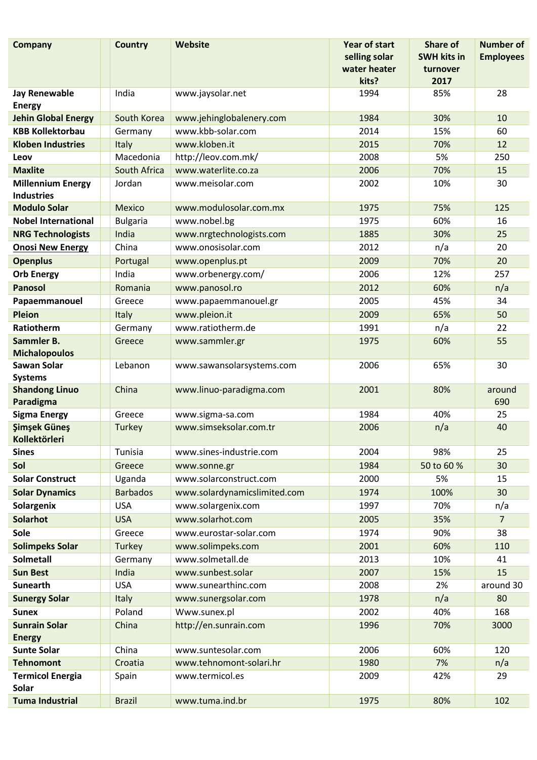| Company | Country | Website | Year of start selling solar water heater kits? | Share of SWH kits in turnover 2017 | Number of Employees |
|---|---|---|---|---|---|
| **Jay Renewable Energy** | India | www.jaysolar.net | 1994 | 85% | 28 |
| **Jehin Global Energy** | South Korea | www.jehinglobalenery.com | 1984 | 30% | 10 |
| **KBB Kollektorbau** | Germany | www.kbb-solar.com | 2014 | 15% | 60 |
| **Kloben Industries** | Italy | www.kloben.it | 2015 | 70% | 12 |
| **Leov** | Macedonia | http://leov.com.mk/ | 2008 | 5% | 250 |
| **Maxlite** | South Africa | www.waterlite.co.za | 2006 | 70% | 15 |
| **Millennium Energy Industries** | Jordan | www.meisolar.com | 2002 | 10% | 30 |
| **Modulo Solar** | Mexico | www.modulosolar.com.mx | 1975 | 75% | 125 |
| **Nobel International** | Bulgaria | www.nobel.bg | 1975 | 60% | 16 |
| **NRG Technologists** | India | www.nrgtechnologists.com | 1885 | 30% | 25 |
| **Onosi New Energy** | China | www.onosisolar.com | 2012 | n/a | 20 |
| **Openplus** | Portugal | www.openplus.pt | 2009 | 70% | 20 |
| **Orb Energy** | India | www.orbenergy.com/ | 2006 | 12% | 257 |
| **Panosol** | Romania | www.panosol.ro | 2012 | 60% | n/a |
| **Papaemmanouel** | Greece | www.papaemmanouel.gr | 2005 | 45% | 34 |
| **Pleion** | Italy | www.pleion.it | 2009 | 65% | 50 |
| **Ratiotherm** | Germany | www.ratiotherm.de | 1991 | n/a | 22 |
| **Sammler B. Michalopoulos** | Greece | www.sammler.gr | 1975 | 60% | 55 |
| **Sawan Solar Systems** | Lebanon | www.sawansolarsystems.com | 2006 | 65% | 30 |
| **Shandong Linuo Paradigma** | China | www.linuo-paradigma.com | 2001 | 80% | around 690 |
| **Sigma Energy** | Greece | www.sigma-sa.com | 1984 | 40% | 25 |
| **Şimşek Güneş Kollektörleri** | Turkey | www.simseksolar.com.tr | 2006 | n/a | 40 |
| **Sines** | Tunisia | www.sines-industrie.com | 2004 | 98% | 25 |
| **Sol** | Greece | www.sonne.gr | 1984 | 50 to 60 % | 30 |
| **Solar Construct** | Uganda | www.solarconstruct.com | 2000 | 5% | 15 |
| **Solar Dynamics** | Barbados | www.solardynamicslimited.com | 1974 | 100% | 30 |
| **Solargenix** | USA | www.solargenix.com | 1997 | 70% | n/a |
| **Solarhot** | USA | www.solarhot.com | 2005 | 35% | 7 |
| **Sole** | Greece | www.eurostar-solar.com | 1974 | 90% | 38 |
| **Solimpeks Solar** | Turkey | www.solimpeks.com | 2001 | 60% | 110 |
| **Solmetall** | Germany | www.solmetall.de | 2013 | 10% | 41 |
| **Sun Best** | India | www.sunbest.solar | 2007 | 15% | 15 |
| **Sunearth** | USA | www.sunearthinc.com | 2008 | 2% | around 30 |
| **Sunergy Solar** | Italy | www.sunergsolar.com | 1978 | n/a | 80 |
| **Sunex** | Poland | Www.sunex.pl | 2002 | 40% | 168 |
| **Sunrain Solar Energy** | China | http://en.sunrain.com | 1996 | 70% | 3000 |
| **Sunte Solar** | China | www.suntesolar.com | 2006 | 60% | 120 |
| **Tehnomont** | Croatia | www.tehnomont-solari.hr | 1980 | 7% | n/a |
| **Termicol Energia Solar** | Spain | www.termicol.es | 2009 | 42% | 29 |
| **Tuma Industrial** | Brazil | www.tuma.ind.br | 1975 | 80% | 102 |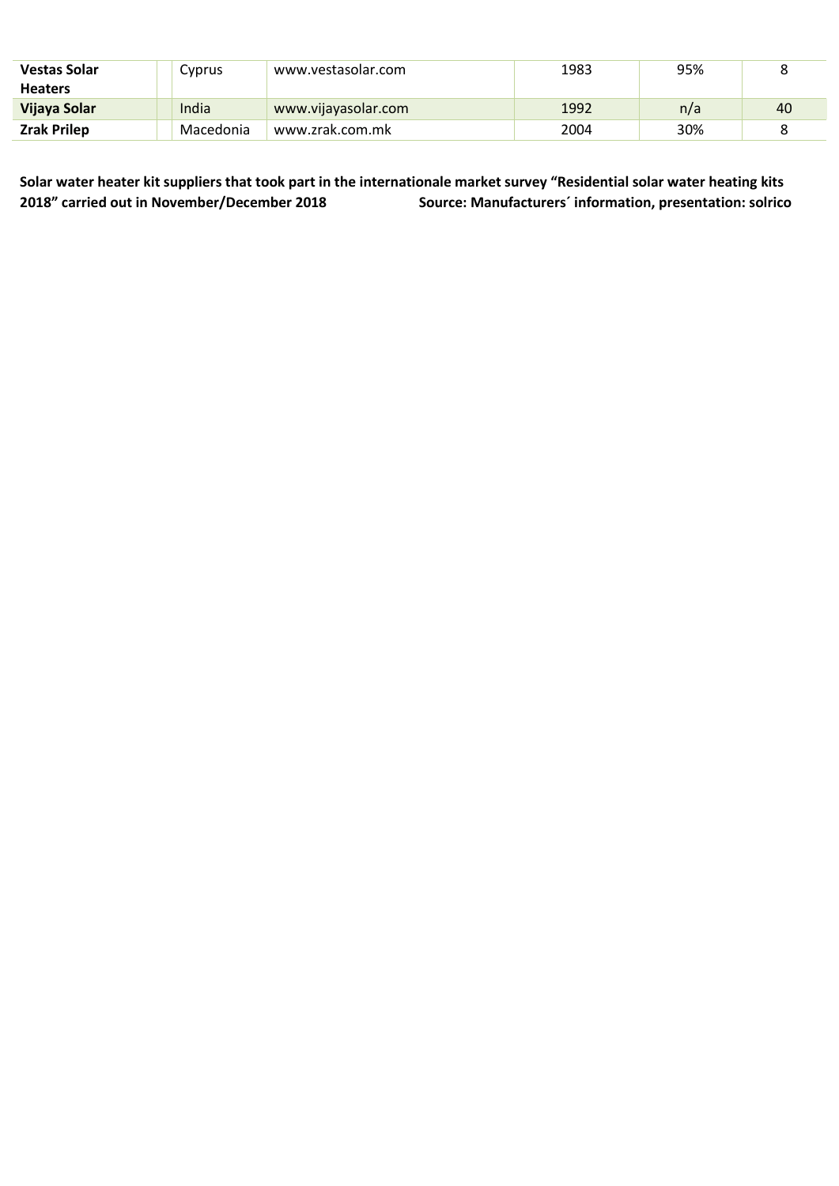| | | | | | | |
|---|---|---|---|---|---|---|
| **Vestas Solar Heaters** | | Cyprus | www.vestasolar.com | 1983 | 95% | 8 |
| **Vijaya Solar** | | India | www.vijayasolar.com | 1992 | n/a | 40 |
| **Zrak Prilep** | | Macedonia | www.zrak.com.mk | 2004 | 30% | 8 |

**Solar water heater kit suppliers that took part in the internationale market survey "Residential solar water heating kits 2018" carried out in November/December 2018** **Source: Manufacturers´ information, presentation: solrico**